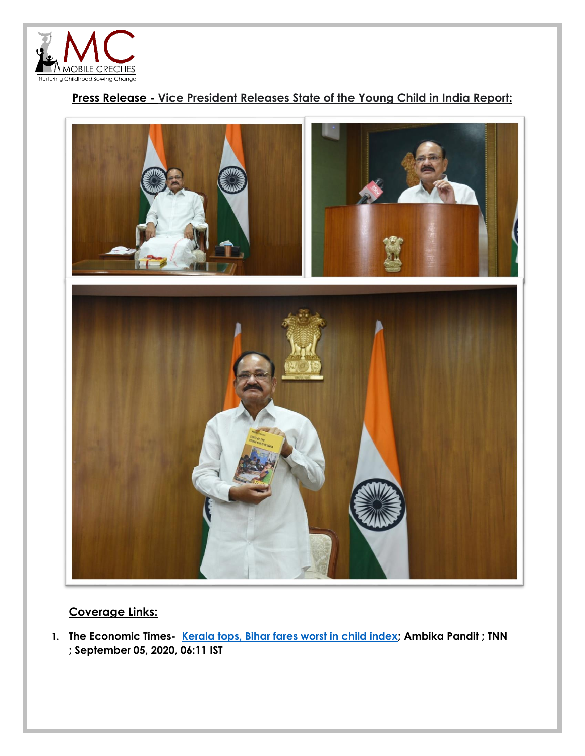MOBILE CRECHES
Nurturing Childhood Sowing Change

## Press Release - Vice President Releases State of the Young Child in India Report:

## Coverage Links:

1. **The Economic Times-** [Kerala tops, Bihar fares worst in child index](); **Ambika Pandit ; TNN ; September 05, 2020, 06:11 IST**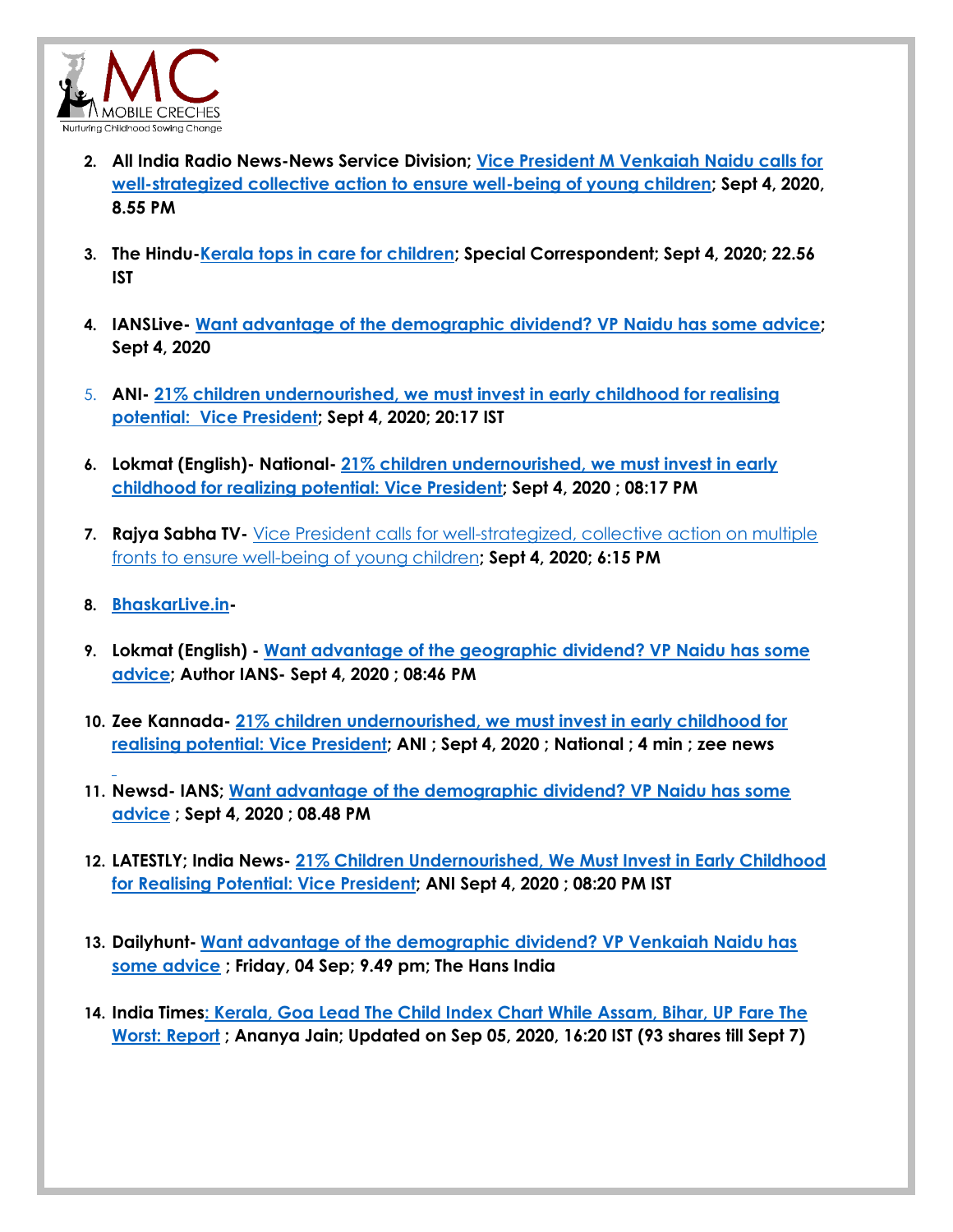2. **All India Radio News-News Service Division; Vice President M Venkaiah Naidu calls for well-strategized collective action to ensure well-being of young children; Sept 4, 2020, 8.55 PM**

3. **The Hindu-Kerala tops in care for children; Special Correspondent; Sept 4, 2020; 22.56 IST**

4. **IANSLive- Want advantage of the demographic dividend? VP Naidu has some advice; Sept 4, 2020**

5. **ANI- 21% children undernourished, we must invest in early childhood for realising potential: Vice President; Sept 4, 2020; 20:17 IST**

6. **Lokmat (English)- National- 21% children undernourished, we must invest in early childhood for realizing potential: Vice President; Sept 4, 2020 ; 08:17 PM**

7. **Rajya Sabha TV-** Vice President calls for well-strategized, collective action on multiple fronts to ensure well-being of young children**; Sept 4, 2020; 6:15 PM**

8. **BhaskarLive.in-**

9. **Lokmat (English) - Want advantage of the geographic dividend? VP Naidu has some advice; Author IANS- Sept 4, 2020 ; 08:46 PM**

10. **Zee Kannada- 21% children undernourished, we must invest in early childhood for realising potential: Vice President; ANI ; Sept 4, 2020 ; National ; 4 min ; zee news**

11. **Newsd- IANS; Want advantage of the demographic dividend? VP Naidu has some advice ; Sept 4, 2020 ; 08.48 PM**

12. **LATESTLY; India News- 21% Children Undernourished, We Must Invest in Early Childhood for Realising Potential: Vice President; ANI Sept 4, 2020 ; 08:20 PM IST**

13. **Dailyhunt- Want advantage of the demographic dividend? VP Venkaiah Naidu has some advice ; Friday, 04 Sep; 9.49 pm; The Hans India**

14. **India Times: Kerala, Goa Lead The Child Index Chart While Assam, Bihar, UP Fare The Worst: Report ; Ananya Jain; Updated on Sep 05, 2020, 16:20 IST (93 shares till Sept 7)**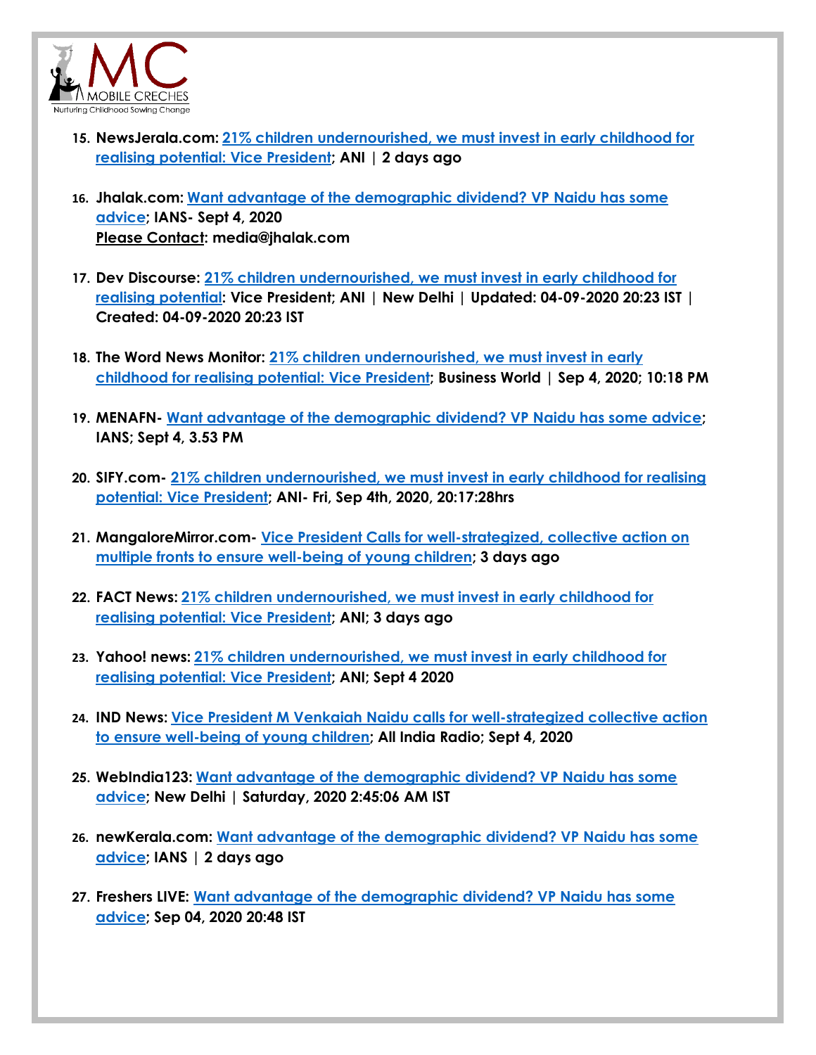15. **NewsJerala.com: 21% children undernourished, we must invest in early childhood for realising potential: Vice President; ANI | 2 days ago**

16. **Jhalak.com: Want advantage of the demographic dividend? VP Naidu has some advice; IANS- Sept 4, 2020**
    **Please Contact: media@jhalak.com**

17. **Dev Discourse: 21% children undernourished, we must invest in early childhood for realising potential: Vice President; ANI | New Delhi | Updated: 04-09-2020 20:23 IST | Created: 04-09-2020 20:23 IST**

18. **The Word News Monitor: 21% children undernourished, we must invest in early childhood for realising potential: Vice President; Business World | Sep 4, 2020; 10:18 PM**

19. **MENAFN- Want advantage of the demographic dividend? VP Naidu has some advice; IANS; Sept 4, 3.53 PM**

20. **SIFY.com- 21% children undernourished, we must invest in early childhood for realising potential: Vice President; ANI- Fri, Sep 4th, 2020, 20:17:28hrs**

21. **MangaloreMirror.com- Vice President Calls for well-strategized, collective action on multiple fronts to ensure well-being of young children; 3 days ago**

22. **FACT News: 21% children undernourished, we must invest in early childhood for realising potential: Vice President; ANI; 3 days ago**

23. **Yahoo! news: 21% children undernourished, we must invest in early childhood for realising potential: Vice President; ANI; Sept 4 2020**

24. **IND News: Vice President M Venkaiah Naidu calls for well-strategized collective action to ensure well-being of young children; All India Radio; Sept 4, 2020**

25. **WebIndia123: Want advantage of the demographic dividend? VP Naidu has some advice; New Delhi | Saturday, 2020 2:45:06 AM IST**

26. **newKerala.com: Want advantage of the demographic dividend? VP Naidu has some advice; IANS | 2 days ago**

27. **Freshers LIVE: Want advantage of the demographic dividend? VP Naidu has some advice; Sep 04, 2020 20:48 IST**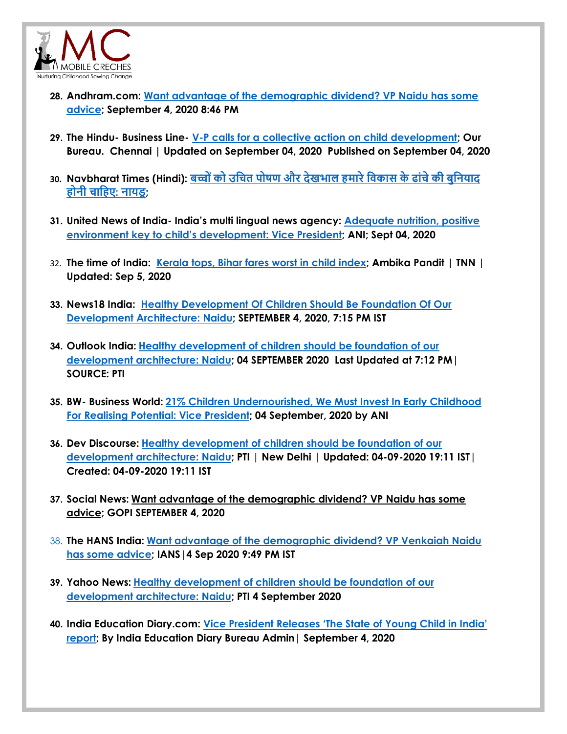28. **Andhram.com: Want advantage of the demographic dividend? VP Naidu has some advice; September 4, 2020 8:46 PM**

29. **The Hindu- Business Line- V-P calls for a collective action on child development; Our Bureau. Chennai | Updated on September 04, 2020 Published on September 04, 2020**

30. **Navbharat Times (Hindi): बच्चों को उचित पोषण और देखभाल हमारे विकास के ढांचे की बुनियाद होनी चाहिए: नायडू;**

31. **United News of India- India's multi lingual news agency: Adequate nutrition, positive environment key to child's development: Vice President; ANI; Sept 04, 2020**

32. **The time of India: Kerala tops, Bihar fares worst in child index; Ambika Pandit | TNN | Updated: Sep 5, 2020**

33. **News18 India: Healthy Development Of Children Should Be Foundation Of Our Development Architecture: Naidu; SEPTEMBER 4, 2020, 7:15 PM IST**

34. **Outlook India: Healthy development of children should be foundation of our development architecture: Naidu; 04 SEPTEMBER 2020 Last Updated at 7:12 PM| SOURCE: PTI**

35. **BW- Business World: 21% Children Undernourished, We Must Invest In Early Childhood For Realising Potential: Vice President; 04 September, 2020 by ANI**

36. **Dev Discourse: Healthy development of children should be foundation of our development architecture: Naidu; PTI | New Delhi | Updated: 04-09-2020 19:11 IST| Created: 04-09-2020 19:11 IST**

37. **Social News: Want advantage of the demographic dividend? VP Naidu has some advice; GOPI SEPTEMBER 4, 2020**

38. **The HANS India: Want advantage of the demographic dividend? VP Venkaiah Naidu has some advice; IANS|4 Sep 2020 9:49 PM IST**

39. **Yahoo News: Healthy development of children should be foundation of our development architecture: Naidu; PTI 4 September 2020**

40. **India Education Diary.com: Vice President Releases 'The State of Young Child in India' report; By India Education Diary Bureau Admin| September 4, 2020**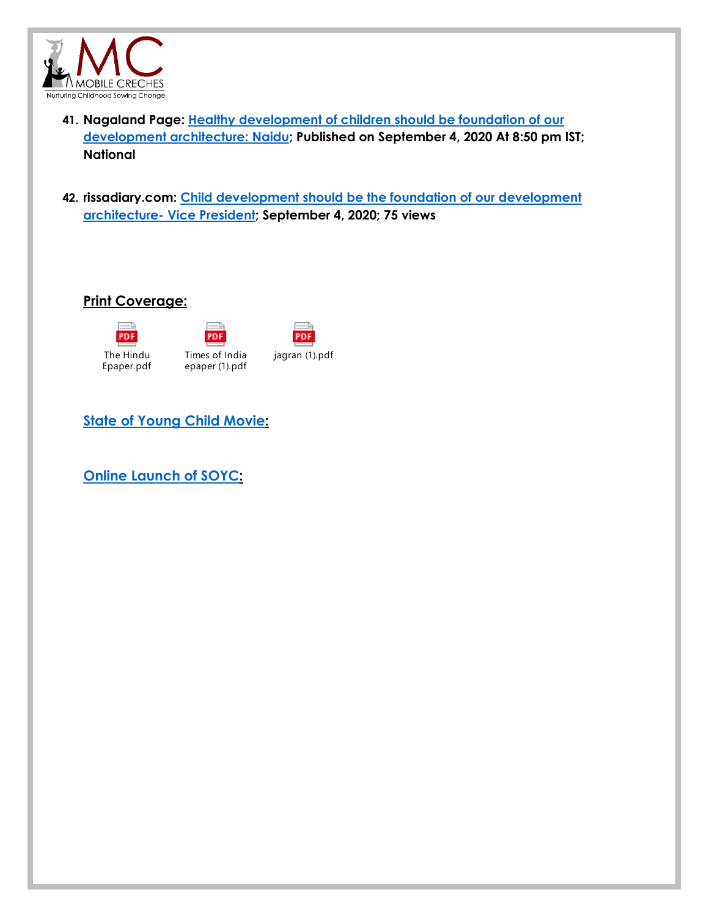41. **Nagaland Page: Healthy development of children should be foundation of our development architecture: Naidu; Published on September 4, 2020 At 8:50 pm IST; National**

42. **rissadiary.com: Child development should be the foundation of our development architecture- Vice President; September 4, 2020; 75 views**

**Print Coverage:**

The Hindu Epaper.pdf

Times of India epaper (1).pdf

jagran (1).pdf

**State of Young Child Movie:**

**Online Launch of SOYC:**